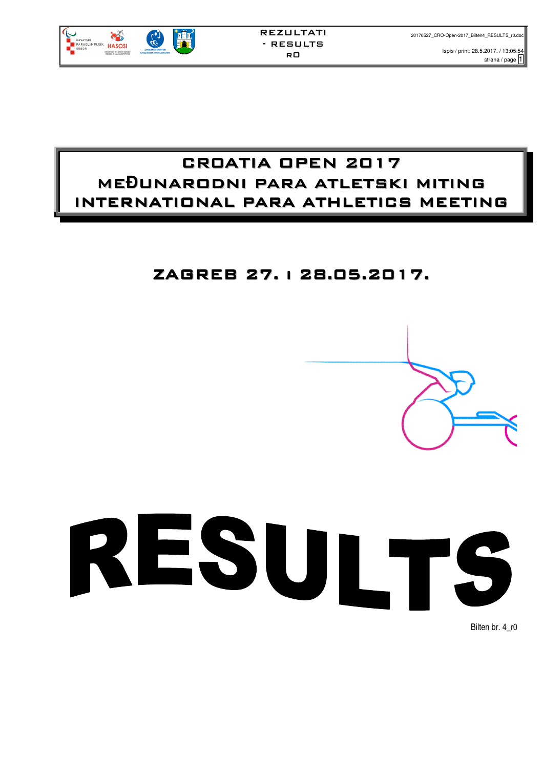# CROATIA OPEN 2017

## MEĐUNARODNI PARA ATLETSKI MITING

## INTERNATIONAL PARA ATHLETICS MEETING

## ZAGREB 27. I 28.05.2017.

# RESULTS

Bilten br. 4_r0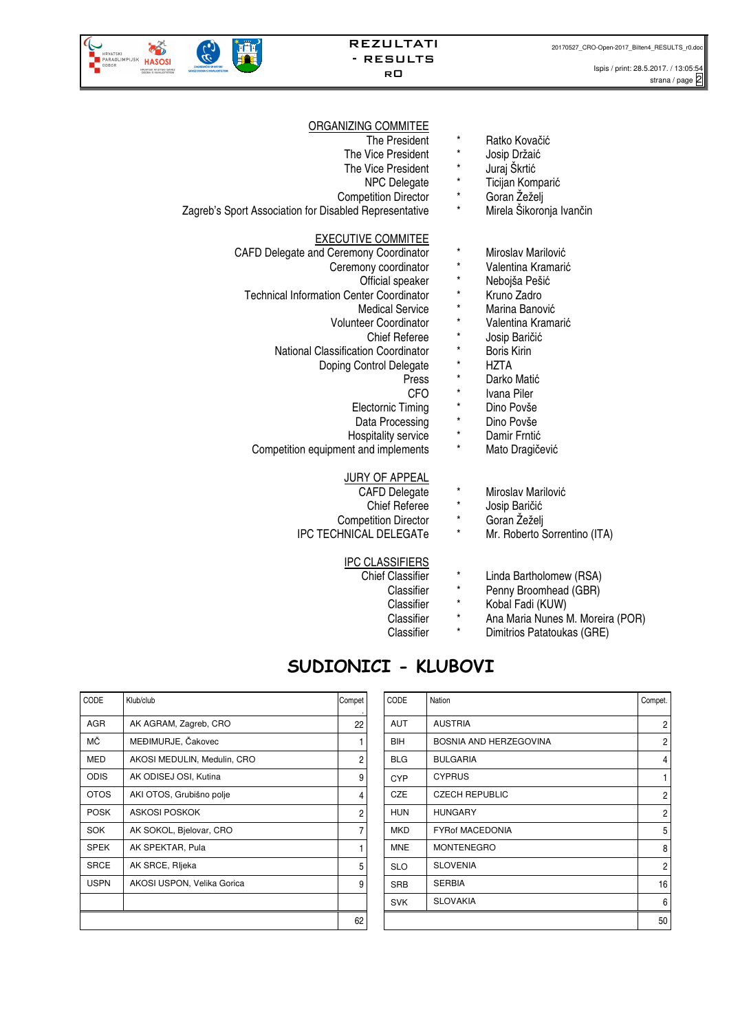## ORGANIZING COMMITEE

| | | |
|---|---|---|
| The President | * | Ratko Kovačić |
| The Vice President | * | Josip Držaić |
| The Vice President | * | Juraj Škrtić |
| NPC Delegate | * | Ticijan Komparić |
| Competition Director | * | Goran Žeželj |
| Zagreb's Sport Association for Disabled Representative | * | Mirela Šikoronja Ivančin |

## EXECUTIVE COMMITEE

| | | |
|---|---|---|
| CAFD Delegate and Ceremony Coordinator | * | Miroslav Marilović |
| Ceremony coordinator | * | Valentina Kramarić |
| Official speaker | * | Nebojša Pešić |
| Technical Information Center Coordinator | * | Kruno Zadro |
| Medical Service | * | Marina Banović |
| Volunteer Coordinator | * | Valentina Kramarić |
| Chief Referee | * | Josip Baričić |
| National Classification Coordinator | * | Boris Kirin |
| Doping Control Delegate | * | HZTA |
| Press | * | Darko Matić |
| CFO | * | Ivana Piler |
| Electronic Timing | * | Dino Povše |
| Data Processing | * | Dino Povše |
| Hospitality service | * | Damir Frntić |
| Competition equipment and implements | * | Mato Dragičević |

## JURY OF APPEAL

| | | |
|---|---|---|
| CAFD Delegate | * | Miroslav Marilović |
| Chief Referee | * | Josip Baričić |
| Competition Director | * | Goran Žeželj |
| IPC TECHNICAL DELEGATe | * | Mr. Roberto Sorrentino (ITA) |

## IPC CLASSIFIERS

| | | |
|---|---|---|
| Chief Classifier | * | Linda Bartholomew (RSA) |
| Classifier | * | Penny Broomhead (GBR) |
| Classifier | * | Kobal Fadi (KUW) |
| Classifier | * | Ana Maria Nunes M. Moreira (POR) |
| Classifier | * | Dimitrios Patatoukas (GRE) |

# SUDIONICI - KLUBOVI

| CODE | Klub/club | Compet. |
|---|---|---|
| AGR | AK AGRAM, Zagreb, CRO | 22 |
| MČ | MEĐIMURJE, Čakovec | 1 |
| MED | AKOSI MEDULIN, Medulin, CRO | 2 |
| ODIS | AK ODISEJ OSI, Kutina | 9 |
| OTOS | AKI OTOS, Grubišno polje | 4 |
| POSK | ASKOSI POSKOK | 2 |
| SOK | AK SOKOL, Bjelovar, CRO | 7 |
| SPEK | AK SPEKTAR, Pula | 1 |
| SRCE | AK SRCE, RIjeka | 5 |
| USPN | AKOSI USPON, Velika Gorica | 9 |
| | | |
| | | 62 |

| CODE | Nation | Compet. |
|---|---|---|
| AUT | AUSTRIA | 2 |
| BIH | BOSNIA AND HERZEGOVINA | 2 |
| BLG | BULGARIA | 4 |
| CYP | CYPRUS | 1 |
| CZE | CZECH REPUBLIC | 2 |
| HUN | HUNGARY | 2 |
| MKD | FYROf MACEDONIA | 5 |
| MNE | MONTENEGRO | 8 |
| SLO | SLOVENIA | 2 |
| SRB | SERBIA | 16 |
| SVK | SLOVAKIA | 6 |
| | | 50 |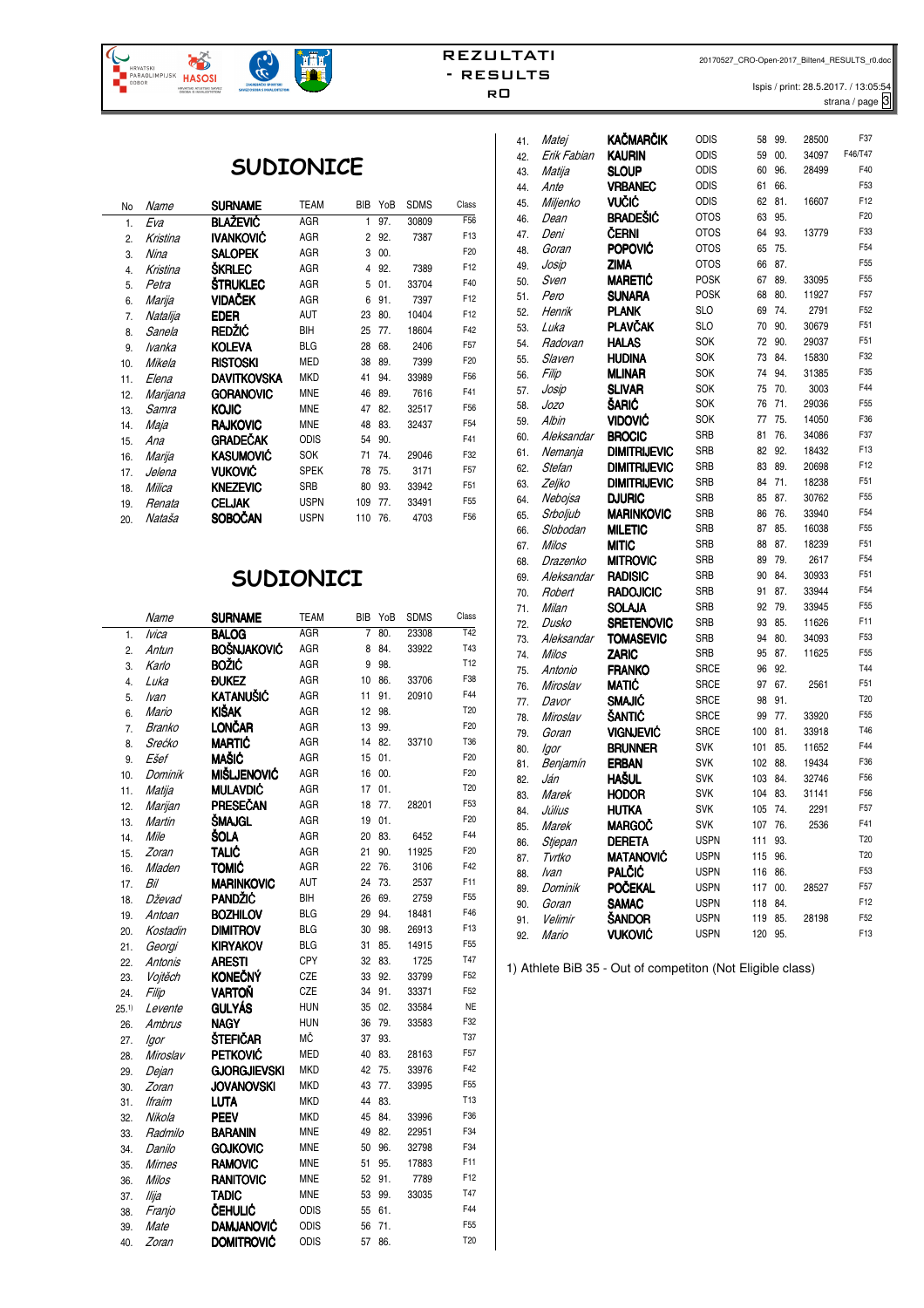# REZULTATI - RESULTS

# SUDIONICE

| No | Name | SURNAME | TEAM | BIB | YoB | SDMS | Class |
|---|---|---|---|---|---|---|---|
| 1. | *Eva* | **BLAŽEVIĆ** | AGR | 1 | 97. | 30809 | F56 |
| 2. | *Kristina* | **IVANKOVIĆ** | AGR | 2 | 92. | 7387 | F13 |
| 3. | *Nina* | **SALOPEK** | AGR | 3 | 00. | | F20 |
| 4. | *Kristina* | **ŠKRLEC** | AGR | 4 | 92. | 7389 | F12 |
| 5. | *Petra* | **ŠTRUKLEC** | AGR | 5 | 01. | 33704 | F40 |
| 6. | *Marija* | **VIDAČEK** | AGR | 6 | 91. | 7397 | F12 |
| 7. | *Natalija* | **EDER** | AUT | 23 | 80. | 10404 | F12 |
| 8. | *Sanela* | **REDŽIĆ** | BIH | 25 | 77. | 18604 | F42 |
| 9. | *Ivanka* | **KOLEVA** | BLG | 28 | 68. | 2406 | F57 |
| 10. | *Mikela* | **RISTOSKI** | MED | 38 | 89. | 7399 | F20 |
| 11. | *Elena* | **DAVITKOVSKA** | MKD | 41 | 94. | 33989 | F56 |
| 12. | *Marijana* | **GORANOVIC** | MNE | 46 | 89. | 7616 | F41 |
| 13. | *Samra* | **KOJIC** | MNE | 47 | 82. | 32517 | F56 |
| 14. | *Maja* | **RAJKOVIC** | MNE | 48 | 83. | 32437 | F54 |
| 15. | *Ana* | **GRADEČAK** | ODIS | 54 | 90. | | F41 |
| 16. | *Marija* | **KASUMOVIĆ** | SOK | 71 | 74. | 29046 | F32 |
| 17. | *Jelena* | **VUKOVIĆ** | SPEK | 78 | 75. | 3171 | F57 |
| 18. | *Milica* | **KNEZEVIC** | SRB | 80 | 93. | 33942 | F51 |
| 19. | *Renata* | **CELJAK** | USPN | 109 | 77. | 33491 | F55 |
| 20. | *Nataša* | **SOBOČAN** | USPN | 110 | 76. | 4703 | F56 |

# SUDIONICI

| No | Name | SURNAME | TEAM | BIB | YoB | SDMS | Class |
|---|---|---|---|---|---|---|---|
| 1. | *Ivica* | **BALOG** | AGR | 7 | 80. | 23308 | T42 |
| 2. | *Antun* | **BOŠNJAKOVIĆ** | AGR | 8 | 84. | 33922 | T43 |
| 3. | *Karlo* | **BOŽIĆ** | AGR | 9 | 98. | | T12 |
| 4. | *Luka* | **ĐUKEZ** | AGR | 10 | 86. | 33706 | F38 |
| 5. | *Ivan* | **KATANUŠIĆ** | AGR | 11 | 91. | 20910 | F44 |
| 6. | *Mario* | **KIŠAK** | AGR | 12 | 98. | | T20 |
| 7. | *Branko* | **LONČAR** | AGR | 13 | 99. | | F20 |
| 8. | *Srećko* | **MARTIĆ** | AGR | 14 | 82. | 33710 | T36 |
| 9. | *Ešef* | **MAŠIĆ** | AGR | 15 | 01. | | F20 |
| 10. | *Dominik* | **MIŠLJENOVIĆ** | AGR | 16 | 00. | | F20 |
| 11. | *Matija* | **MULAVDIĆ** | AGR | 17 | 01. | | T20 |
| 12. | *Marijan* | **PRESEČAN** | AGR | 18 | 77. | 28201 | F53 |
| 13. | *Martin* | **ŠMAJGL** | AGR | 19 | 01. | | F20 |
| 14. | *Mile* | **ŠOLA** | AGR | 20 | 83. | 6452 | F44 |
| 15. | *Zoran* | **TALIĆ** | AGR | 21 | 90. | 11925 | F20 |
| 16. | *Mladen* | **TOMIĆ** | AGR | 22 | 76. | 3106 | F42 |
| 17. | *Bil* | **MARINKOVIC** | AUT | 24 | 73. | 2537 | F11 |
| 18. | *Dževad* | **PANDŽIĆ** | BIH | 26 | 69. | 2759 | F55 |
| 19. | *Antoan* | **BOZHILOV** | BLG | 29 | 94. | 18481 | F46 |
| 20. | *Kostadin* | **DIMITROV** | BLG | 30 | 98. | 26913 | F13 |
| 21. | *Georgi* | **KIRYAKOV** | BLG | 31 | 85. | 14915 | F55 |
| 22. | *Antonis* | **ARESTI** | CPY | 32 | 83. | 1725 | T47 |
| 23. | *Vojtěch* | **KONEČNÝ** | CZE | 33 | 92. | 33799 | F52 |
| 24. | *Filip* | **VARTOŇ** | CZE | 34 | 91. | 33371 | F52 |
| 25.1) | *Levente* | **GULYÁS** | HUN | 35 | 02. | 33584 | NE |
| 26. | *Ambrus* | **NAGY** | HUN | 36 | 79. | 33583 | F32 |
| 27. | *Igor* | **ŠTEFIČAR** | MČ | 37 | 93. | | T37 |
| 28. | *Miroslav* | **PETKOVIĆ** | MED | 40 | 83. | 28163 | F57 |
| 29. | *Dejan* | **GJORGJIEVSKI** | MKD | 42 | 75. | 33976 | F42 |
| 30. | *Zoran* | **JOVANOVSKI** | MKD | 43 | 77. | 33995 | F55 |
| 31. | *Ifraim* | **LUTA** | MKD | 44 | 83. | | T13 |
| 32. | *Nikola* | **PEEV** | MKD | 45 | 84. | 33996 | F36 |
| 33. | *Radmilo* | **BARANIN** | MNE | 49 | 82. | 22951 | F34 |
| 34. | *Danilo* | **GOJKOVIC** | MNE | 50 | 96. | 32798 | F34 |
| 35. | *Mirnes* | **RAMOVIC** | MNE | 51 | 95. | 17883 | F11 |
| 36. | *Milos* | **RANITOVIC** | MNE | 52 | 91. | 7789 | F12 |
| 37. | *Ilija* | **TADIC** | MNE | 53 | 99. | 33035 | T47 |
| 38. | *Franjo* | **ČEHULIĆ** | ODIS | 55 | 61. | | F44 |
| 39. | *Mate* | **DAMJANOVIĆ** | ODIS | 56 | 71. | | F55 |
| 40. | *Zoran* | **DOMITROVIĆ** | ODIS | 57 | 86. | | T20 |
| 41. | *Matej* | **KAČMARČIK** | ODIS | 58 | 99. | 28500 | F37 |
| 42. | *Erik Fabian* | **KAURIN** | ODIS | 59 | 00. | 34097 | F46/T47 |
| 43. | *Matija* | **SLOUP** | ODIS | 60 | 96. | 28499 | F40 |
| 44. | *Ante* | **VRBANEC** | ODIS | 61 | 66. | | F53 |
| 45. | *Miljenko* | **VUČIĆ** | ODIS | 62 | 81. | 16607 | F12 |
| 46. | *Dean* | **BRADEŠIĆ** | OTOS | 63 | 95. | | F20 |
| 47. | *Deni* | **ČERNI** | OTOS | 64 | 93. | 13779 | F33 |
| 48. | *Goran* | **POPOVIĆ** | OTOS | 65 | 75. | | F54 |
| 49. | *Josip* | **ZIMA** | OTOS | 66 | 87. | | F55 |
| 50. | *Sven* | **MARETIĆ** | POSK | 67 | 89. | 33095 | F55 |
| 51. | *Pero* | **SUNARA** | POSK | 68 | 80. | 11927 | F57 |
| 52. | *Henrik* | **PLANK** | SLO | 69 | 74. | 2791 | F52 |
| 53. | *Luka* | **PLAVČAK** | SLO | 70 | 90. | 30679 | F51 |
| 54. | *Radovan* | **HALAS** | SOK | 72 | 90. | 29037 | F51 |
| 55. | *Slaven* | **HUDINA** | SOK | 73 | 84. | 15830 | F32 |
| 56. | *Filip* | **MLINAR** | SOK | 74 | 94. | 31385 | F35 |
| 57. | *Josip* | **SLIVAR** | SOK | 75 | 70. | 3003 | F44 |
| 58. | *Jozo* | **ŠARIĆ** | SOK | 76 | 71. | 29036 | F55 |
| 59. | *Albin* | **VIDOVIĆ** | SOK | 77 | 75. | 14050 | F36 |
| 60. | *Aleksandar* | **BROCIC** | SRB | 81 | 76. | 34086 | F37 |
| 61. | *Nemanja* | **DIMITRIJEVIC** | SRB | 82 | 92. | 18432 | F13 |
| 62. | *Stefan* | **DIMITRIJEVIC** | SRB | 83 | 89. | 20698 | F12 |
| 63. | *Zeljko* | **DIMITRIJEVIC** | SRB | 84 | 71. | 18238 | F51 |
| 64. | *Nebojsa* | **DJURIC** | SRB | 85 | 87. | 30762 | F55 |
| 65. | *Srboljub* | **MARINKOVIC** | SRB | 86 | 76. | 33940 | F54 |
| 66. | *Slobodan* | **MILETIC** | SRB | 87 | 85. | 16038 | F55 |
| 67. | *Milos* | **MITIC** | SRB | 88 | 87. | 18239 | F51 |
| 68. | *Drazenko* | **MITROVIC** | SRB | 89 | 79. | 2617 | F54 |
| 69. | *Aleksandar* | **RADISIC** | SRB | 90 | 84. | 30933 | F51 |
| 70. | *Robert* | **RADOJICIC** | SRB | 91 | 87. | 33944 | F54 |
| 71. | *Milan* | **SOLAJA** | SRB | 92 | 79. | 33945 | F55 |
| 72. | *Dusko* | **SRETENOVIC** | SRB | 93 | 85. | 11626 | F11 |
| 73. | *Aleksandar* | **TOMASEVIC** | SRB | 94 | 80. | 34093 | F53 |
| 74. | *Milos* | **ZARIC** | SRB | 95 | 87. | 11625 | F55 |
| 75. | *Antonio* | **FRANKO** | SRCE | 96 | 92. | | T44 |
| 76. | *Miroslav* | **MATIĆ** | SRCE | 97 | 67. | 2561 | F51 |
| 77. | *Davor* | **SMAJIĆ** | SRCE | 98 | 91. | | T20 |
| 78. | *Miroslav* | **ŠANTIĆ** | SRCE | 99 | 77. | 33920 | F55 |
| 79. | *Goran* | **VIGNJEVIĆ** | SRCE | 100 | 81. | 33918 | T46 |
| 80. | *Igor* | **BRUNNER** | SVK | 101 | 85. | 11652 | F44 |
| 81. | *Benjamín* | **ERBAN** | SVK | 102 | 88. | 19434 | F36 |
| 82. | *Ján* | **HAŠUL** | SVK | 103 | 84. | 32746 | F56 |
| 83. | *Marek* | **HODOR** | SVK | 104 | 83. | 31141 | F56 |
| 84. | *Július* | **HUTKA** | SVK | 105 | 74. | 2291 | F57 |
| 85. | *Marek* | **MARGOČ** | SVK | 107 | 76. | 2536 | F41 |
| 86. | *Stjepan* | **DERETA** | USPN | 111 | 93. | | T20 |
| 87. | *Tvrtko* | **MATANOVIĆ** | USPN | 115 | 96. | | T20 |
| 88. | *Ivan* | **PALČIĆ** | USPN | 116 | 86. | | F53 |
| 89. | *Dominik* | **POČEKAL** | USPN | 117 | 00. | 28527 | F57 |
| 90. | *Goran* | **SAMAC** | USPN | 118 | 84. | | F12 |
| 91. | *Velimir* | **ŠANDOR** | USPN | 119 | 85. | 28198 | F52 |
| 92. | *Mario* | **VUKOVIĆ** | USPN | 120 | 95. | | F13 |

1) Athlete BiB 35 - Out of competiton (Not Eligible class)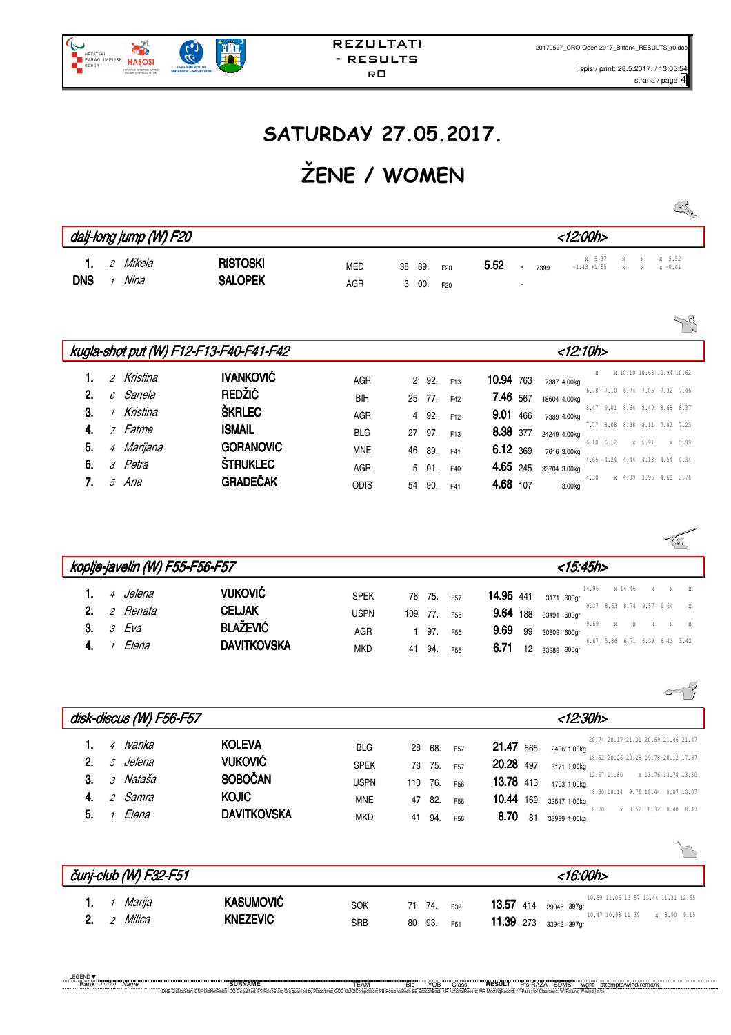# SATURDAY 27.05.2017.

# ŽENE / WOMEN

## dalj-long jump (W) F20 <12:00h>

| Rank | Ln/Ord | Name | Surname | Team | Bib | YOB | Class | Result | Pts-RAZA | SDMS | Attempts/wind/remark |
|---|---|---|---|---|---|---|---|---|---|---|---|
| 1. | 2 | Mikela | RISTOSKI | MED | 38 | 89. | F20 | 5.52 | - | 7399 | x 5.37 x x x 5.52 / +1.43 +1.55 x x x -0.61 |
| DNS | 1 | Nina | SALOPEK | AGR | 3 | 00. | F20 | | - | | |

## kugla-shot put (W) F12-F13-F40-F41-F42 <12:10h>

| Rank | Ln/Ord | Name | Surname | Team | Bib | YOB | Class | Result | Pts-RAZA | SDMS | Weight | Attempts |
|---|---|---|---|---|---|---|---|---|---|---|---|---|
| 1. | 2 | Kristina | IVANKOVIĆ | AGR | 2 | 92. | F13 | 10.94 | 763 | 7387 | 4.00kg | x x 10.10 10.63 10.94 10.62 |
| 2. | 6 | Sanela | REDŽIĆ | BIH | 25 | 77. | F42 | 7.46 | 567 | 18604 | 4.00kg | 6.78 7.10 6.74 7.05 7.32 7.46 |
| 3. | 1 | Kristina | ŠKRLEC | AGR | 4 | 92. | F12 | 9.01 | 466 | 7389 | 4.00kg | 8.47 9.01 8.64 8.49 8.68 8.37 |
| 4. | 7 | Fatme | ISMAIL | BLG | 27 | 97. | F13 | 8.38 | 377 | 24249 | 4.00kg | 7.77 8.08 8.38 8.11 7.82 7.23 |
| 5. | 4 | Marijana | GORANOVIC | MNE | 46 | 89. | F41 | 6.12 | 369 | 7616 | 3.00kg | 6.10 6.12 x 5.91 x 5.99 |
| 6. | 3 | Petra | ŠTRUKLEC | AGR | 5 | 01. | F40 | 4.65 | 245 | 33704 | 3.00kg | 4.65 4.24 4.44 4.13 4.54 4.34 |
| 7. | 5 | Ana | GRADEČAK | ODIS | 54 | 90. | F41 | 4.68 | 107 | | 3.00kg | 4.30 x 4.09 3.95 4.68 3.76 |

## koplje-javelin (W) F55-F56-F57 <15:45h>

| Rank | Ln/Ord | Name | Surname | Team | Bib | YOB | Class | Result | Pts-RAZA | SDMS | Weight | Attempts |
|---|---|---|---|---|---|---|---|---|---|---|---|---|
| 1. | 4 | Jelena | VUKOVIĆ | SPEK | 78 | 75. | F57 | 14.96 | 441 | 3171 | 600gr | 14.96 x 14.46 x x x |
| 2. | 2 | Renata | CELJAK | USPN | 109 | 77. | F55 | 9.64 | 188 | 33491 | 600gr | 9.37 8.63 8.74 9.57 9.64 x |
| 3. | 3 | Eva | BLAŽEVIĆ | AGR | 1 | 97. | F56 | 9.69 | 99 | 30809 | 600gr | 9.69 x x x x x |
| 4. | 1 | Elena | DAVITKOVSKA | MKD | 41 | 94. | F56 | 6.71 | 12 | 33989 | 600gr | 6.67 5.86 6.71 6.39 6.43 5.42 |

## disk-discus (W) F56-F57 <12:30h>

| Rank | Ln/Ord | Name | Surname | Team | Bib | YOB | Class | Result | Pts-RAZA | SDMS | Weight | Attempts |
|---|---|---|---|---|---|---|---|---|---|---|---|---|
| 1. | 4 | Ivanka | KOLEVA | BLG | 28 | 68. | F57 | 21.47 | 565 | 2406 | 1.00kg | 20.74 20.17 21.31 20.69 21.46 21.47 |
| 2. | 5 | Jelena | VUKOVIĆ | SPEK | 78 | 75. | F57 | 20.28 | 497 | 3171 | 1.00kg | 18.52 20.26 20.28 19.78 20.12 17.87 |
| 3. | 3 | Nataša | SOBOČAN | USPN | 110 | 76. | F56 | 13.78 | 413 | 4703 | 1.00kg | 12.97 11.80 x 13.76 13.78 13.80 |
| 4. | 2 | Samra | KOJIC | MNE | 47 | 82. | F56 | 10.44 | 169 | 32517 | 1.00kg | 8.30 10.14 9.79 10.44 8.87 10.07 |
| 5. | 1 | Elena | DAVITKOVSKA | MKD | 41 | 94. | F56 | 8.70 | 81 | 33989 | 1.00kg | 8.70 x 8.52 8.32 8.40 8.47 |

## čunj-club (W) F32-F51 <16:00h>

| Rank | Ln/Ord | Name | Surname | Team | Bib | YOB | Class | Result | Pts-RAZA | SDMS | Weight | Attempts |
|---|---|---|---|---|---|---|---|---|---|---|---|---|
| 1. | 1 | Marija | KASUMOVIĆ | SOK | 71 | 74. | F32 | 13.57 | 414 | 29046 | 397gr | 10.59 11.06 13.57 13.44 11.31 12.55 |
| 2. | 2 | Milica | KNEZEVIC | SRB | 80 | 93. | F51 | 11.39 | 273 | 33942 | 397gr | 10.47 10.98 11.39 x 8.90 9.15 |

LEGEND: Rank, Ln/Ord, Name, SURNAME, TEAM, Bib, YOB, Class, RESULT, Pts-RAZA, SDMS, wght, attempts/wind/remark

DNS DidNotStart, DNF DidNotFinish, DQ Disqualified, FS FalseStart, Q/q qualified by Place/time, OOC OutOfCompetition, PB PersonalBest, SB SeasonBest, NR NationalRecord, MR MeetingRecord, "-" Pass, "o" Clearance, "x" Failure, W-wind (m/s)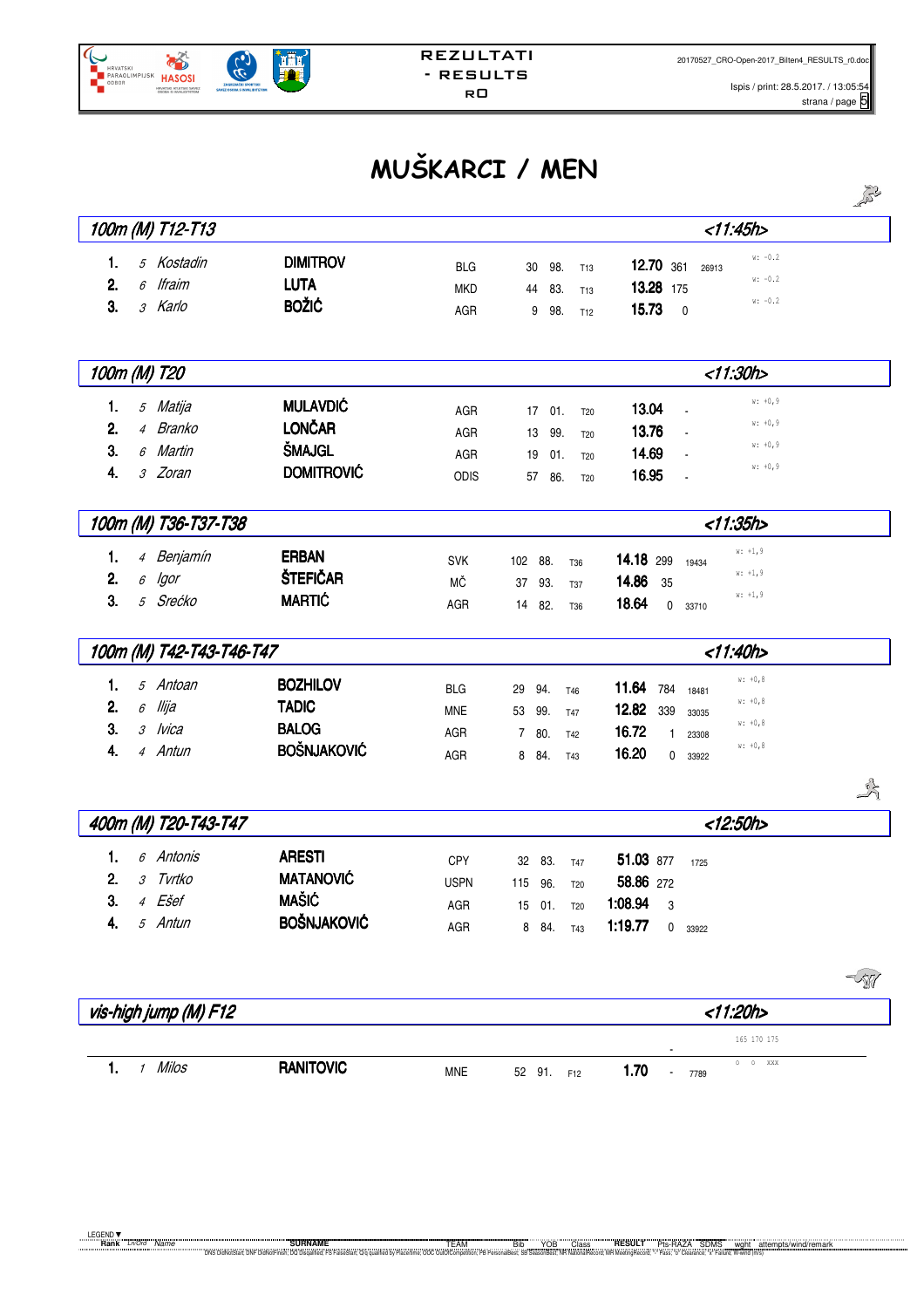# MUŠKARCI / MEN

## 100m (M) T12-T13 <11:45h>

| Rank | Ln/Ord | Name | Surname | Team | Bib | YOB | Class | Result | Pts-RAZA | SDMS | Wind |
|---|---|---|---|---|---|---|---|---|---|---|---|
| 1. | 5 | Kostadin | DIMITROV | BLG | 30 | 98. | T13 | 12.70 | 361 | 26913 | w: -0.2 |
| 2. | 6 | Ifraim | LUTA | MKD | 44 | 83. | T13 | 13.28 | 175 | | w: -0.2 |
| 3. | 3 | Karlo | BOŽIĆ | AGR | 9 | 98. | T12 | 15.73 | 0 | | w: -0.2 |

## 100m (M) T20 <11:30h>

| Rank | Ln/Ord | Name | Surname | Team | Bib | YOB | Class | Result | Pts-RAZA | SDMS | Wind |
|---|---|---|---|---|---|---|---|---|---|---|---|
| 1. | 5 | Matija | MULAVDIĆ | AGR | 17 | 01. | T20 | 13.04 | - | | w: +0,9 |
| 2. | 4 | Branko | LONČAR | AGR | 13 | 99. | T20 | 13.76 | - | | w: +0,9 |
| 3. | 6 | Martin | ŠMAJGL | AGR | 19 | 01. | T20 | 14.69 | - | | w: +0,9 |
| 4. | 3 | Zoran | DOMITROVIĆ | ODIS | 57 | 86. | T20 | 16.95 | - | | w: +0,9 |

## 100m (M) T36-T37-T38 <11:35h>

| Rank | Ln/Ord | Name | Surname | Team | Bib | YOB | Class | Result | Pts-RAZA | SDMS | Wind |
|---|---|---|---|---|---|---|---|---|---|---|---|
| 1. | 4 | Benjamín | ERBAN | SVK | 102 | 88. | T36 | 14.18 | 299 | 19434 | w: +1,9 |
| 2. | 6 | Igor | ŠTEFIČAR | MČ | 37 | 93. | T37 | 14.86 | 35 | | w: +1,9 |
| 3. | 5 | Srećko | MARTIĆ | AGR | 14 | 82. | T36 | 18.64 | 0 | 33710 | w: +1,9 |

## 100m (M) T42-T43-T46-T47 <11:40h>

| Rank | Ln/Ord | Name | Surname | Team | Bib | YOB | Class | Result | Pts-RAZA | SDMS | Wind |
|---|---|---|---|---|---|---|---|---|---|---|---|
| 1. | 5 | Antoan | BOZHILOV | BLG | 29 | 94. | T46 | 11.64 | 784 | 18481 | w: +0,8 |
| 2. | 6 | Ilija | TADIC | MNE | 53 | 99. | T47 | 12.82 | 339 | 33035 | w: +0,8 |
| 3. | 3 | Ivica | BALOG | AGR | 7 | 80. | T42 | 16.72 | 1 | 23308 | w: +0,8 |
| 4. | 4 | Antun | BOŠNJAKOVIĆ | AGR | 8 | 84. | T43 | 16.20 | 0 | 33922 | w: +0,8 |

## 400m (M) T20-T43-T47 <12:50h>

| Rank | Ln/Ord | Name | Surname | Team | Bib | YOB | Class | Result | Pts-RAZA | SDMS |
|---|---|---|---|---|---|---|---|---|---|---|
| 1. | 6 | Antonis | ARESTI | CPY | 32 | 83. | T47 | 51.03 | 877 | 1725 |
| 2. | 3 | Tvrtko | MATANOVIĆ | USPN | 115 | 96. | T20 | 58.86 | 272 | |
| 3. | 4 | Ešef | MAŠIĆ | AGR | 15 | 01. | T20 | 1:08.94 | 3 | |
| 4. | 5 | Antun | BOŠNJAKOVIĆ | AGR | 8 | 84. | T43 | 1:19.77 | 0 | 33922 |

## vis-high jump (M) F12 <11:20h>

| Rank | Ln/Ord | Name | Surname | Team | Bib | YOB | Class | Result | Pts-RAZA | SDMS | 165 | 170 | 175 |
|---|---|---|---|---|---|---|---|---|---|---|---|---|---|
| 1. | 1 | Milos | RANITOVIC | MNE | 52 | 91. | F12 | 1.70 | - | 7789 | O | O | XXX |

LEGEND: Rank, Ln/Ord, Name, SURNAME, TEAM, Bib, YOB, Class, RESULT, Pts-RAZA, SDMS, wght, attempts/wind/remark
DNS DidNotStart, DNF DidNotFinish, DQ Disqualified, FS FalseStart, Q/q qualified by Place/time, OOC OutOfCompetition, PB PersonalBest, SB SeasonBest, NR NationalRecord, MR MeetingRecord, "-" Pass, "o" Clearance, "x" Failure, W-wind (m/s)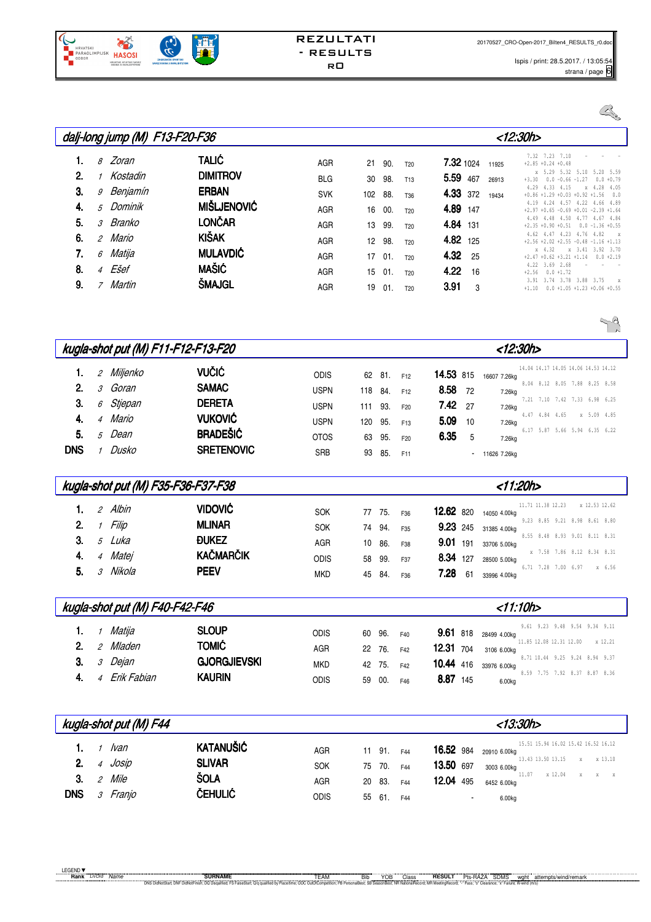## dalj-long jump (M) F13-F20-F36 <12:30h>

| Rank | LnOrd | Name | Surname | Team | Bib | YOB | Class | Result | Pts-RAZA | SDMS | Attempts/wind/remark |
|---|---|---|---|---|---|---|---|---|---|---|---|
| 1. | 8 | Zoran | TALIĆ | AGR | 21 | 90. | T20 | 7.32 | 1024 | 11925 | 7.32 7.23 7.10 - - - / +2.85 +0.24 +0.48 |
| 2. | 1 | Kostadin | DIMITROV | BLG | 30 | 98. | T13 | 5.59 | 467 | 26913 | x 5.29 5.32 5.10 5.20 5.59 / +3.30 0.0 -0.66 -1.27 0.0 +0.79 |
| 3. | 9 | Benjamín | ERBAN | SVK | 102 | 88. | T36 | 4.33 | 372 | 19434 | 4.29 4.33 4.15 x 4.28 4.05 / +0.86 +1.29 +0.03 +0.92 +1.56 0.0 |
| 4. | 5 | Dominik | MIŠLJENOVIĆ | AGR | 16 | 00. | T20 | 4.89 | 147 | | 4.19 4.24 4.57 4.22 4.66 4.89 / +2.97 +0.65 -0.69 +0.01 -2.39 +1.64 |
| 5. | 3 | Branko | LONČAR | AGR | 13 | 99. | T20 | 4.84 | 131 | | 4.49 4.48 4.50 4.77 4.67 4.84 / +2.35 +0.90 +0.51 0.0 -1.36 +0.55 |
| 6. | 2 | Mario | KIŠAK | AGR | 12 | 98. | T20 | 4.82 | 125 | | 4.62 4.47 4.23 4.76 4.82 x / +2.56 +2.02 +2.55 -0.48 -1.16 +1.13 |
| 7. | 6 | Matija | MULAVDIĆ | AGR | 17 | 01. | T20 | 4.32 | 25 | | x 4.32 x 3.41 3.92 3.70 / +2.47 +0.62 +3.21 +1.14 0.0 +2.19 |
| 8. | 4 | Ešef | MAŠIĆ | AGR | 15 | 01. | T20 | 4.22 | 16 | | 4.22 3.69 2.68 - - - / +2.56 0.0 +1.72 |
| 9. | 7 | Martin | ŠMAJGL | AGR | 19 | 01. | T20 | 3.91 | 3 | | 3.91 3.74 3.78 3.88 3.75 x / +1.10 0.0 +1.05 +1.23 +0.06 +0.55 |

## kugla-shot put (M) F11-F12-F13-F20 <12:30h>

| Rank | LnOrd | Name | Surname | Team | Bib | YOB | Class | Result | Pts-RAZA | SDMS | wght | Attempts |
|---|---|---|---|---|---|---|---|---|---|---|---|---|
| 1. | 2 | Miljenko | VUČIĆ | ODIS | 62 | 81. | F12 | 14.53 | 815 | 16607 | 7.26kg | 14.04 14.17 14.05 14.06 14.53 14.12 |
| 2. | 3 | Goran | SAMAC | USPN | 118 | 84. | F12 | 8.58 | 72 | | 7.26kg | 8.04 8.12 8.05 7.88 8.25 8.58 |
| 3. | 6 | Stjepan | DERETA | USPN | 111 | 93. | F20 | 7.42 | 27 | | 7.26kg | 7.21 7.10 7.42 7.33 6.98 6.25 |
| 4. | 4 | Mario | VUKOVIĆ | USPN | 120 | 95. | F13 | 5.09 | 10 | | 7.26kg | 4.47 4.84 4.65 x 5.09 4.85 |
| 5. | 5 | Dean | BRADEŠIĆ | OTOS | 63 | 95. | F20 | 6.35 | 5 | | 7.26kg | 6.17 5.87 5.66 5.94 6.35 6.22 |
| DNS | 1 | Dusko | SRETENOVIC | SRB | 93 | 85. | F11 | - | | 11626 | 7.26kg | |

## kugla-shot put (M) F35-F36-F37-F38 <11:20h>

| Rank | LnOrd | Name | Surname | Team | Bib | YOB | Class | Result | Pts-RAZA | SDMS | wght | Attempts |
|---|---|---|---|---|---|---|---|---|---|---|---|---|
| 1. | 2 | Albin | VIDOVIĆ | SOK | 77 | 75. | F36 | 12.62 | 820 | 14050 | 4.00kg | 11.71 11.38 12.23 x 12.53 12.62 |
| 2. | 1 | Filip | MLINAR | SOK | 74 | 94. | F35 | 9.23 | 245 | 31385 | 4.00kg | 9.23 8.85 9.21 8.98 8.61 8.80 |
| 3. | 5 | Luka | ĐUKEZ | AGR | 10 | 86. | F38 | 9.01 | 191 | 33706 | 5.00kg | 8.55 8.48 8.93 9.01 8.11 8.31 |
| 4. | 4 | Matej | KAČMARČIK | ODIS | 58 | 99. | F37 | 8.34 | 127 | 28500 | 5.00kg | x 7.58 7.86 8.12 8.34 8.31 |
| 5. | 3 | Nikola | PEEV | MKD | 45 | 84. | F36 | 7.28 | 61 | 33996 | 4.00kg | 6.71 7.28 7.00 6.97 x 6.56 |

## kugla-shot put (M) F40-F42-F46 <11:10h>

| Rank | LnOrd | Name | Surname | Team | Bib | YOB | Class | Result | Pts-RAZA | SDMS | wght | Attempts |
|---|---|---|---|---|---|---|---|---|---|---|---|---|
| 1. | 1 | Matija | SLOUP | ODIS | 60 | 96. | F40 | 9.61 | 818 | 28499 | 4.00kg | 9.61 9.23 9.48 9.54 9.34 9.11 |
| 2. | 2 | Mladen | TOMIĆ | AGR | 22 | 76. | F42 | 12.31 | 704 | 3106 | 6.00kg | 11.85 12.08 12.31 12.00 x 12.21 |
| 3. | 3 | Dejan | GJORGJIEVSKI | MKD | 42 | 75. | F42 | 10.44 | 416 | 33976 | 6.00kg | 8.71 10.44 9.25 9.24 8.94 9.37 |
| 4. | 4 | Erik Fabian | KAURIN | ODIS | 59 | 00. | F46 | 8.87 | 145 | | 6.00kg | 8.59 7.75 7.92 8.37 8.87 8.36 |

## kugla-shot put (M) F44 <13:30h>

| Rank | LnOrd | Name | Surname | Team | Bib | YOB | Class | Result | Pts-RAZA | SDMS | wght | Attempts |
|---|---|---|---|---|---|---|---|---|---|---|---|---|
| 1. | 1 | Ivan | KATANUŠIĆ | AGR | 11 | 91. | F44 | 16.52 | 984 | 20910 | 6.00kg | 15.51 15.94 16.02 15.42 16.52 16.12 |
| 2. | 4 | Josip | SLIVAR | SOK | 75 | 70. | F44 | 13.50 | 697 | 3003 | 6.00kg | 13.43 13.50 13.15 x x 13.10 |
| 3. | 2 | Mile | ŠOLA | AGR | 20 | 83. | F44 | 12.04 | 495 | 6452 | 6.00kg | 11.07 x 12.04 x x x |
| DNS | 3 | Franjo | ČEHULIĆ | ODIS | 55 | 61. | F44 | - | | | 6.00kg | |

LEGEND: Rank, LnOrd, Name, SURNAME, TEAM, Bib, YOB, Class, RESULT, Pts-RAZA, SDMS, wght, attempts/wind/remark
DNS DidNotStart, DNF DidNotFinish, DQ Disqualified, FS FalseStart, Q/q qualified by Place/time, OOC OutOfCompetition, PB PersonalBest, SB SeasonBest, NR NationalRecord, MR MeetingRecord, "-" Pass, "o" Clearance, "x" Failure, W-wind (m/s)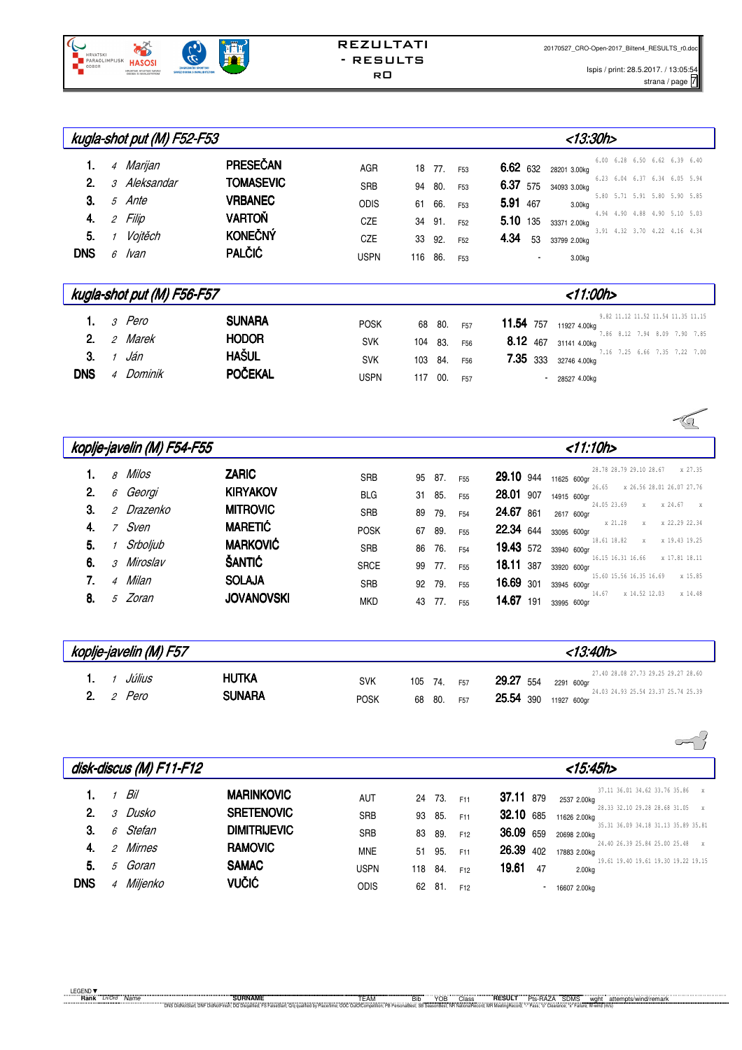## kugla-shot put (M) F52-F53 <13:30h>

| Rank | Ln/Ord | Name | Surname | Team | Bib | YOB | Class | Result | Pts-RAZA | SDMS | wght | attempts/wind/remark |
|---|---|---|---|---|---|---|---|---|---|---|---|---|
| 1. | 4 | Marijan | PRESEČAN | AGR | 18 | 77. | F53 | 6.62 | 632 | 28201 | 3.00kg | 6.00 6.28 6.50 6.62 6.39 6.40 |
| 2. | 3 | Aleksandar | TOMASEVIC | SRB | 94 | 80. | F53 | 6.37 | 575 | 34093 | 3.00kg | 6.23 6.04 6.37 6.34 6.05 5.94 |
| 3. | 5 | Ante | VRBANEC | ODIS | 61 | 66. | F53 | 5.91 | 467 | | 3.00kg | 5.80 5.71 5.91 5.80 5.90 5.85 |
| 4. | 2 | Filip | VARTOŇ | CZE | 34 | 91. | F52 | 5.10 | 135 | 33371 | 2.00kg | 4.94 4.90 4.88 4.90 5.10 5.03 |
| 5. | 1 | Vojtěch | KONEČNÝ | CZE | 33 | 92. | F52 | 4.34 | 53 | 33799 | 2.00kg | 3.91 4.32 3.70 4.22 4.16 4.34 |
| DNS | 6 | Ivan | PALČIĆ | USPN | 116 | 86. | F53 | - | | | 3.00kg | |

## kugla-shot put (M) F56-F57 <11:00h>

| Rank | Ln/Ord | Name | Surname | Team | Bib | YOB | Class | Result | Pts-RAZA | SDMS | wght | attempts/wind/remark |
|---|---|---|---|---|---|---|---|---|---|---|---|---|
| 1. | 3 | Pero | SUNARA | POSK | 68 | 80. | F57 | 11.54 | 757 | 11927 | 4.00kg | 9.82 11.12 11.52 11.54 11.35 11.15 |
| 2. | 2 | Marek | HODOR | SVK | 104 | 83. | F56 | 8.12 | 467 | 31141 | 4.00kg | 7.86 8.12 7.94 8.09 7.90 7.85 |
| 3. | 1 | Ján | HAŠUL | SVK | 103 | 84. | F56 | 7.35 | 333 | 32746 | 4.00kg | 7.16 7.25 6.66 7.35 7.22 7.00 |
| DNS | 4 | Dominik | POČEKAL | USPN | 117 | 00. | F57 | - | | 28527 | 4.00kg | |

## koplje-javelin (M) F54-F55 <11:10h>

| Rank | Ln/Ord | Name | Surname | Team | Bib | YOB | Class | Result | Pts-RAZA | SDMS | wght | attempts/wind/remark |
|---|---|---|---|---|---|---|---|---|---|---|---|---|
| 1. | 8 | Milos | ZARIC | SRB | 95 | 87. | F55 | 29.10 | 944 | 11625 | 600gr | 28.78 28.79 29.10 28.67 x 27.35 |
| 2. | 6 | Georgi | KIRYAKOV | BLG | 31 | 85. | F55 | 28.01 | 907 | 14915 | 600gr | 26.65 x 26.56 28.01 26.07 27.76 |
| 3. | 2 | Drazenko | MITROVIC | SRB | 89 | 79. | F54 | 24.67 | 861 | 2617 | 600gr | 24.05 23.69 x x 24.67 x |
| 4. | 7 | Sven | MARETIĆ | POSK | 67 | 89. | F55 | 22.34 | 644 | 33095 | 600gr | x 21.28 x x 22.29 22.34 |
| 5. | 1 | Srboljub | MARKOVIĆ | SRB | 86 | 76. | F54 | 19.43 | 572 | 33940 | 600gr | 18.61 18.82 x x 19.43 19.25 |
| 6. | 3 | Miroslav | ŠANTIĆ | SRCE | 99 | 77. | F55 | 18.11 | 387 | 33920 | 600gr | 16.15 16.31 16.66 x 17.81 18.11 |
| 7. | 4 | Milan | SOLAJA | SRB | 92 | 79. | F55 | 16.69 | 301 | 33945 | 600gr | 15.60 15.56 16.35 16.69 x 15.85 |
| 8. | 5 | Zoran | JOVANOVSKI | MKD | 43 | 77. | F55 | 14.67 | 191 | 33995 | 600gr | 14.67 x 14.52 12.03 x 14.48 |

## koplje-javelin (M) F57 <13:40h>

| Rank | Ln/Ord | Name | Surname | Team | Bib | YOB | Class | Result | Pts-RAZA | SDMS | wght | attempts/wind/remark |
|---|---|---|---|---|---|---|---|---|---|---|---|---|
| 1. | 1 | Július | HUTKA | SVK | 105 | 74. | F57 | 29.27 | 554 | 2291 | 600gr | 27.40 28.08 27.73 29.25 29.27 28.60 |
| 2. | 2 | Pero | SUNARA | POSK | 68 | 80. | F57 | 25.54 | 390 | 11927 | 600gr | 24.03 24.93 25.54 23.37 25.74 25.39 |

## disk-discus (M) F11-F12 <15:45h>

| Rank | Ln/Ord | Name | Surname | Team | Bib | YOB | Class | Result | Pts-RAZA | SDMS | wght | attempts/wind/remark |
|---|---|---|---|---|---|---|---|---|---|---|---|---|
| 1. | 1 | Bil | MARINKOVIC | AUT | 24 | 73. | F11 | 37.11 | 879 | 2537 | 2.00kg | 37.11 36.01 34.62 33.76 35.86 x |
| 2. | 3 | Dusko | SRETENOVIC | SRB | 93 | 85. | F11 | 32.10 | 685 | 11626 | 2.00kg | 28.33 32.10 29.28 28.68 31.05 x |
| 3. | 6 | Stefan | DIMITRIJEVIC | SRB | 83 | 89. | F12 | 36.09 | 659 | 20698 | 2.00kg | 35.31 36.09 34.18 31.13 35.89 35.81 |
| 4. | 2 | Mirnes | RAMOVIC | MNE | 51 | 95. | F11 | 26.39 | 402 | 17883 | 2.00kg | 24.40 26.39 25.84 25.00 25.48 x |
| 5. | 5 | Goran | SAMAC | USPN | 118 | 84. | F12 | 19.61 | 47 | | 2.00kg | 19.61 19.40 19.61 19.30 19.22 19.15 |
| DNS | 4 | Miljenko | VUČIĆ | ODIS | 62 | 81. | F12 | - | | 16607 | 2.00kg | |

LEGEND: Rank, Ln/Ord, Name, SURNAME, TEAM, Bib, YOB, Class, RESULT, Pts-RAZA, SDMS, wght, attempts/wind/remark

DNS DidNotStart, DNF DidNotFinish, DQ Disqualified, FS FalseStart, Q/q qualified by Place/time, OOC OutOfCompetition, PB PersonalBest, SB SeasonBest, NR NationalRecord, MR MeetingRecord, "-" Pass, "o" Clearance, "x" Failure, W-wind (m/s)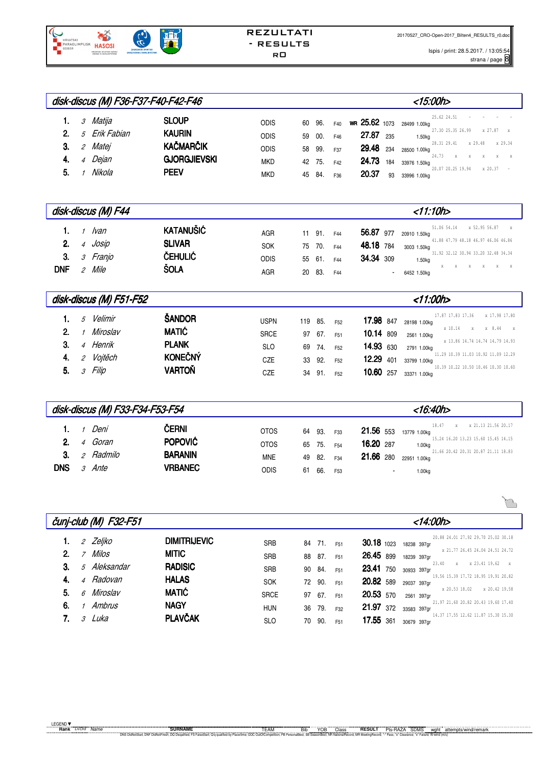# REZULTATI - RESULTS

RO

20170527_CRO-Open-2017_Bilten4_RESULTS_r0.doc

Ispis / print: 28.5.2017. / 13:05:54

## *disk-discus (M) F36-F37-F40-F42-F46* <15:00h>

| Rank | LnOrd | Name | Surname | Team | Bib | YOB | Class | Result | Pts-RAZA | SDMS | wght | attempts |
|---|---|---|---|---|---|---|---|---|---|---|---|---|
| 1. | 3 | Matija | SLOUP | ODIS | 60 | 96. | F40 | WR 25.62 | 1073 | 28499 | 1.00kg | 25.62 24.51 - - - - |
| 2. | 5 | Erik Fabian | KAURIN | ODIS | 59 | 00. | F46 | 27.87 | 235 | | 1.50kg | 27.30 25.35 26.99 x 27.87 x |
| 3. | 2 | Matej | KAČMARČIK | ODIS | 58 | 99. | F37 | 29.48 | 234 | 28500 | 1.00kg | 28.31 29.41 x 29.48 x 29.34 |
| 4. | 4 | Dejan | GJORGJIEVSKI | MKD | 42 | 75. | F42 | 24.73 | 184 | 33976 | 1.50kg | 24.73 x x x x x |
| 5. | 1 | Nikola | PEEV | MKD | 45 | 84. | F36 | 20.37 | 93 | 33996 | 1.00kg | 20.07 20.25 19.94 x 20.37 - |

## *disk-discus (M) F44* <11:10h>

| Rank | LnOrd | Name | Surname | Team | Bib | YOB | Class | Result | Pts-RAZA | SDMS | wght | attempts |
|---|---|---|---|---|---|---|---|---|---|---|---|---|
| 1. | 1 | Ivan | KATANUŠIĆ | AGR | 11 | 91. | F44 | 56.87 | 977 | 20910 | 1.50kg | 51.06 54.14 x 52.95 56.87 x |
| 2. | 4 | Josip | SLIVAR | SOK | 75 | 70. | F44 | 48.18 | 784 | 3003 | 1.50kg | 41.88 47.79 48.18 46.97 46.06 46.86 |
| 3. | 3 | Franjo | ČEHULIĆ | ODIS | 55 | 61. | F44 | 34.34 | 309 | | 1.50kg | 31.92 32.12 30.94 33.20 32.48 34.34 |
| DNF | 2 | Mile | ŠOLA | AGR | 20 | 83. | F44 | - | | 6452 | 1.50kg | x x x x x x |

## *disk-discus (M) F51-F52* <11:00h>

| Rank | LnOrd | Name | Surname | Team | Bib | YOB | Class | Result | Pts-RAZA | SDMS | wght | attempts |
|---|---|---|---|---|---|---|---|---|---|---|---|---|
| 1. | 5 | Velimir | ŠANDOR | USPN | 119 | 85. | F52 | 17.98 | 847 | 28198 | 1.00kg | 17.87 17.83 17.36 x 17.98 17.80 |
| 2. | 1 | Miroslav | MATIĆ | SRCE | 97 | 67. | F51 | 10.14 | 809 | 2561 | 1.00kg | x 10.14 x x 8.44 x |
| 3. | 4 | Henrik | PLANK | SLO | 69 | 74. | F52 | 14.93 | 630 | 2791 | 1.00kg | x 13.86 14.74 14.74 14.79 14.93 |
| 4. | 2 | Vojtěch | KONEČNÝ | CZE | 33 | 92. | F52 | 12.29 | 401 | 33799 | 1.00kg | 11.29 10.39 11.03 10.92 11.09 12.29 |
| 5. | 3 | Filip | VARTOŇ | CZE | 34 | 91. | F52 | 10.60 | 257 | 33371 | 1.00kg | 10.39 10.22 10.50 10.46 10.30 10.60 |

## *disk-discus (M) F33-F34-F53-F54* <16:40h>

| Rank | LnOrd | Name | Surname | Team | Bib | YOB | Class | Result | Pts-RAZA | SDMS | wght | attempts |
|---|---|---|---|---|---|---|---|---|---|---|---|---|
| 1. | 1 | Deni | ČERNI | OTOS | 64 | 93. | F33 | 21.56 | 553 | 13779 | 1.00kg | 18.47 x x 21.13 21.56 20.17 |
| 2. | 4 | Goran | POPOVIĆ | OTOS | 65 | 75. | F54 | 16.20 | 287 | | 1.00kg | 15.24 16.20 13.23 15.60 15.45 14.15 |
| 3. | 2 | Radmilo | BARANIN | MNE | 49 | 82. | F34 | 21.66 | 280 | 22951 | 1.00kg | 21.66 20.42 20.31 20.87 21.11 18.83 |
| DNS | 3 | Ante | VRBANEC | ODIS | 61 | 66. | F53 | - | | | 1.00kg | |

## *čunj-club (M) F32-F51* <14:00h>

| Rank | LnOrd | Name | Surname | Team | Bib | YOB | Class | Result | Pts-RAZA | SDMS | wght | attempts |
|---|---|---|---|---|---|---|---|---|---|---|---|---|
| 1. | 2 | Zeljko | DIMITRIJEVIC | SRB | 84 | 71. | F51 | 30.18 | 1023 | 18238 | 397gr | 20.88 24.01 27.92 29.70 25.02 30.18 |
| 2. | 7 | Milos | MITIC | SRB | 88 | 87. | F51 | 26.45 | 899 | 18239 | 397gr | x 21.77 26.45 24.04 24.51 24.72 |
| 3. | 5 | Aleksandar | RADISIC | SRB | 90 | 84. | F51 | 23.41 | 750 | 30933 | 397gr | 23.40 x x 23.41 19.62 x |
| 4. | 4 | Radovan | HALAS | SOK | 72 | 90. | F51 | 20.82 | 589 | 29037 | 397gr | 19.56 15.39 17.72 18.95 19.91 20.82 |
| 5. | 6 | Miroslav | MATIĆ | SRCE | 97 | 67. | F51 | 20.53 | 570 | 2561 | 397gr | x 20.53 18.02 x 20.42 19.58 |
| 6. | 1 | Ambrus | NAGY | HUN | 36 | 79. | F32 | 21.97 | 372 | 33583 | 397gr | 21.97 21.60 20.82 20.43 19.60 17.40 |
| 7. | 3 | Luka | PLAVČAK | SLO | 70 | 90. | F51 | 17.55 | 361 | 30679 | 397gr | 14.37 17.55 12.62 11.87 15.30 15.30 |

LEGEND: Rank, LnOrd, Name, SURNAME, TEAM, Bib, YOB, Class, RESULT, Pts-RAZA, SDMS, wght, attempts/wind/remark

DNS DidNotStart, DNF DidNotFinish, DQ Disqualified, FS FalseStart, Q/q qualified by Place/time, OOC OutOfCompetition, PB PersonalBest, SB SeasonBest, NR NationalRecord, MR MeetingRecord, "-" Pass, "o" Clearance, "x" Failure, W-wind (m/s)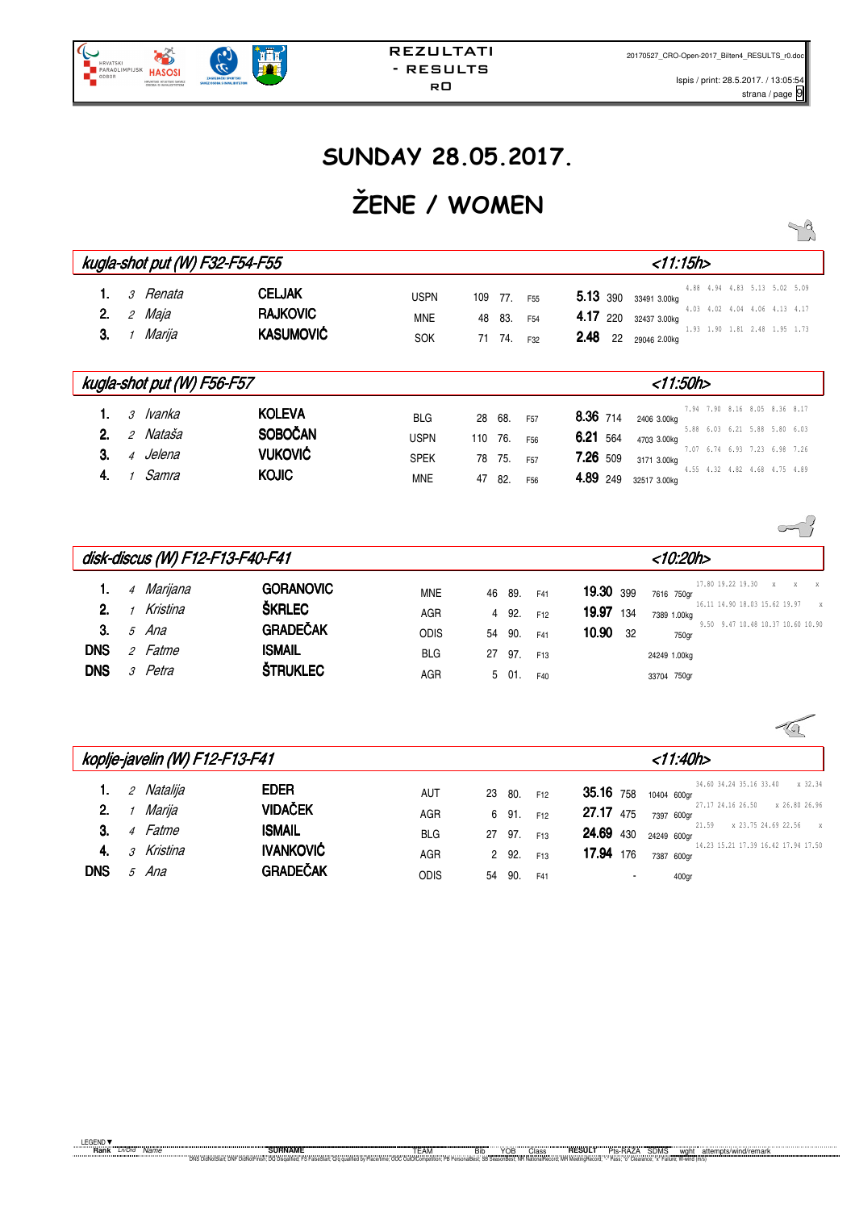# SUNDAY 28.05.2017.

# ŽENE / WOMEN

## kugla-shot put (W) F32-F54-F55 <11:15h>

| Rank | Ln/Ord | Name | SURNAME | TEAM | Bib | YOB | Class | RESULT | Pts-RAZA | SDMS | wght | attempts/wind/remark |
|---|---|---|---|---|---|---|---|---|---|---|---|---|
| 1. | 3 | Renata | CELJAK | USPN | 109 | 77. | F55 | 5.13 | 390 | 33491 | 3.00kg | 4.88 4.94 4.83 5.13 5.02 5.09 |
| 2. | 2 | Maja | RAJKOVIC | MNE | 48 | 83. | F54 | 4.17 | 220 | 32437 | 3.00kg | 4.03 4.02 4.04 4.06 4.13 4.17 |
| 3. | 1 | Marija | KASUMOVIĆ | SOK | 71 | 74. | F32 | 2.48 | 22 | 29046 | 2.00kg | 1.93 1.90 1.81 2.48 1.95 1.73 |

## kugla-shot put (W) F56-F57 <11:50h>

| Rank | Ln/Ord | Name | SURNAME | TEAM | Bib | YOB | Class | RESULT | Pts-RAZA | SDMS | wght | attempts/wind/remark |
|---|---|---|---|---|---|---|---|---|---|---|---|---|
| 1. | 3 | Ivanka | KOLEVA | BLG | 28 | 68. | F57 | 8.36 | 714 | 2406 | 3.00kg | 7.94 7.90 8.16 8.05 8.36 8.17 |
| 2. | 2 | Nataša | SOBOČAN | USPN | 110 | 76. | F56 | 6.21 | 564 | 4703 | 3.00kg | 5.88 6.03 6.21 5.88 5.80 6.03 |
| 3. | 4 | Jelena | VUKOVIĆ | SPEK | 78 | 75. | F57 | 7.26 | 509 | 3171 | 3.00kg | 7.07 6.74 6.93 7.23 6.98 7.26 |
| 4. | 1 | Samra | KOJIC | MNE | 47 | 82. | F56 | 4.89 | 249 | 32517 | 3.00kg | 4.55 4.32 4.82 4.68 4.75 4.89 |

## disk-discus (W) F12-F13-F40-F41 <10:20h>

| Rank | Ln/Ord | Name | SURNAME | TEAM | Bib | YOB | Class | RESULT | Pts-RAZA | SDMS | wght | attempts/wind/remark |
|---|---|---|---|---|---|---|---|---|---|---|---|---|
| 1. | 4 | Marijana | GORANOVIC | MNE | 46 | 89. | F41 | 19.30 | 399 | 7616 | 750gr | 17.80 19.22 19.30 x x x |
| 2. | 1 | Kristina | ŠKRLEC | AGR | 4 | 92. | F12 | 19.97 | 134 | 7389 | 1.00kg | 16.11 14.90 18.03 15.62 19.97 x |
| 3. | 5 | Ana | GRADEČAK | ODIS | 54 | 90. | F41 | 10.90 | 32 | | 750gr | 9.50 9.47 10.48 10.37 10.60 10.90 |
| DNS | 2 | Fatme | ISMAIL | BLG | 27 | 97. | F13 | | | 24249 | 1.00kg | |
| DNS | 3 | Petra | ŠTRUKLEC | AGR | 5 | 01. | F40 | | | 33704 | 750gr | |

## koplje-javelin (W) F12-F13-F41 <11:40h>

| Rank | Ln/Ord | Name | SURNAME | TEAM | Bib | YOB | Class | RESULT | Pts-RAZA | SDMS | wght | attempts/wind/remark |
|---|---|---|---|---|---|---|---|---|---|---|---|---|
| 1. | 2 | Natalija | EDER | AUT | 23 | 80. | F12 | 35.16 | 758 | 10404 | 600gr | 34.60 34.24 35.16 33.40 x 32.34 |
| 2. | 1 | Marija | VIDAČEK | AGR | 6 | 91. | F12 | 27.17 | 475 | 7397 | 600gr | 27.17 24.16 26.50 x 26.80 26.96 |
| 3. | 4 | Fatme | ISMAIL | BLG | 27 | 97. | F13 | 24.69 | 430 | 24249 | 600gr | 21.59 x 23.75 24.69 22.56 x |
| 4. | 3 | Kristina | IVANKOVIĆ | AGR | 2 | 92. | F13 | 17.94 | 176 | 7387 | 600gr | 14.23 15.21 17.39 16.42 17.94 17.50 |
| DNS | 5 | Ana | GRADEČAK | ODIS | 54 | 90. | F41 | | - | | 400gr | |

LEGEND: Rank, Ln/Ord, Name, SURNAME, TEAM, Bib, YOB, Class, RESULT, Pts-RAZA, SDMS, wght, attempts/wind/remark

DNS DidNotStart, DNF DidNotFinish, DQ Disqualified, FS FalseStart, Q/q qualified by Place/time, OOC OutOfCompetition, PB PersonalBest, SB SeasonBest, NR NationalRecord, MR MeetingRecord, "-" Pass, "o" Clearance, "x" Failure, W-wind (m/s)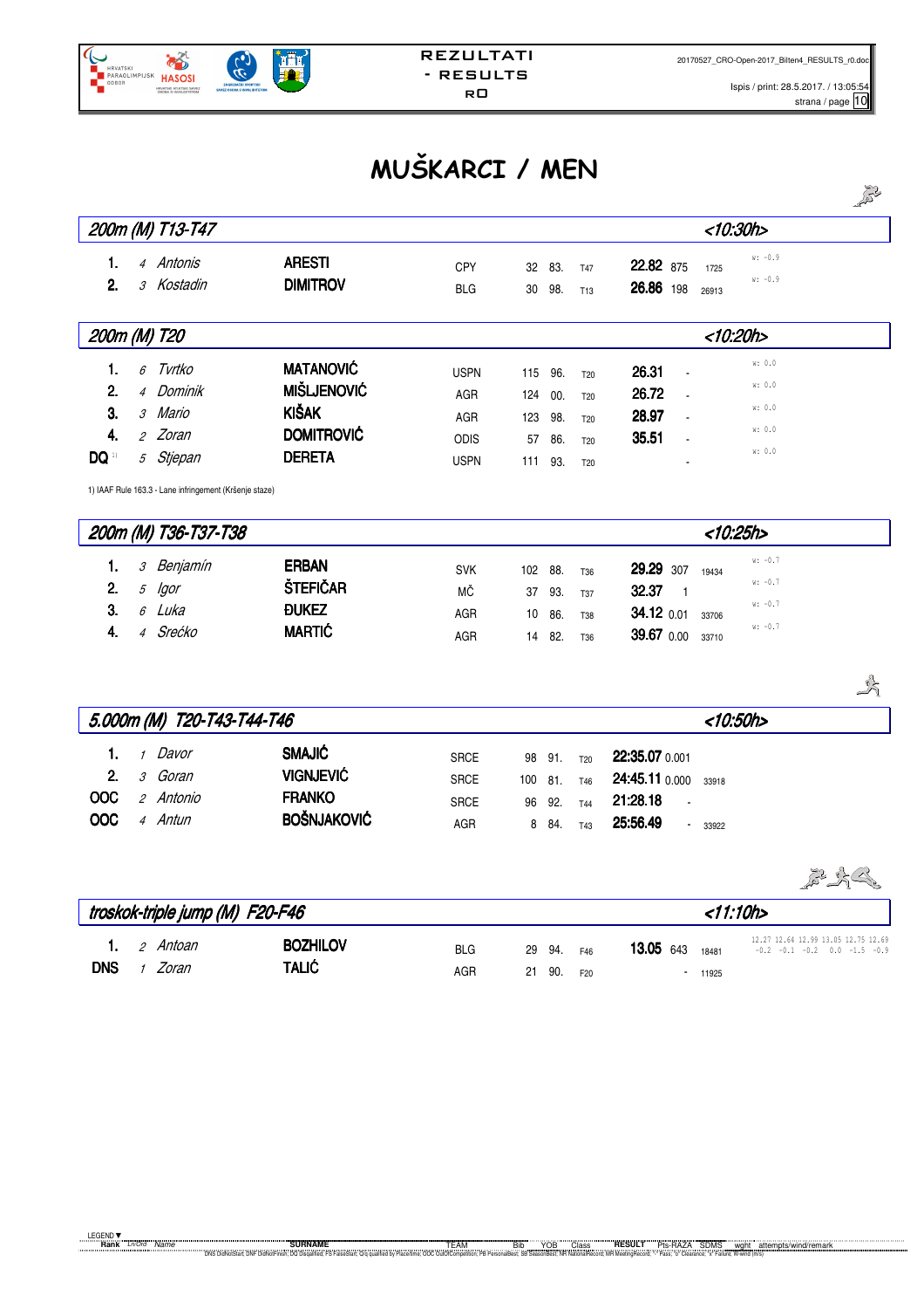# MUŠKARCI / MEN

## 200m (M) T13-T47 — <10:30h>

| Rank | Ln/Ord | Name | Surname | Team | Bib | YOB | Class | Result | Pts-RAZA | SDMS | Wind |
|---|---|---|---|---|---|---|---|---|---|---|---|
| 1. | 4 | Antonis | ARESTI | CPY | 32 | 83. | T47 | 22.82 | 875 | 1725 | w: -0.9 |
| 2. | 3 | Kostadin | DIMITROV | BLG | 30 | 98. | T13 | 26.86 | 198 | 26913 | w: -0.9 |

## 200m (M) T20 — <10:20h>

| Rank | Ln/Ord | Name | Surname | Team | Bib | YOB | Class | Result | Pts-RAZA | SDMS | Wind |
|---|---|---|---|---|---|---|---|---|---|---|---|
| 1. | 6 | Tvrtko | MATANOVIĆ | USPN | 115 | 96. | T20 | 26.31 | - | | w: 0.0 |
| 2. | 4 | Dominik | MIŠLJENOVIĆ | AGR | 124 | 00. | T20 | 26.72 | - | | w: 0.0 |
| 3. | 3 | Mario | KIŠAK | AGR | 123 | 98. | T20 | 28.97 | - | | w: 0.0 |
| 4. | 2 | Zoran | DOMITROVIĆ | ODIS | 57 | 86. | T20 | 35.51 | - | | w: 0.0 |
| DQ [1] | 5 | Stjepan | DERETA | USPN | 111 | 93. | T20 | | - | | w: 0.0 |

1) IAAF Rule 163.3 - Lane infringement (Kršenje staze)

## 200m (M) T36-T37-T38 — <10:25h>

| Rank | Ln/Ord | Name | Surname | Team | Bib | YOB | Class | Result | Pts-RAZA | SDMS | Wind |
|---|---|---|---|---|---|---|---|---|---|---|---|
| 1. | 3 | Benjamín | ERBAN | SVK | 102 | 88. | T36 | 29.29 | 307 | 19434 | w: -0.7 |
| 2. | 5 | Igor | ŠTEFIČAR | MČ | 37 | 93. | T37 | 32.37 | 1 | | w: -0.7 |
| 3. | 6 | Luka | ĐUKEZ | AGR | 10 | 86. | T38 | 34.12 | 0.01 | 33706 | w: -0.7 |
| 4. | 4 | Srećko | MARTIĆ | AGR | 14 | 82. | T36 | 39.67 | 0.00 | 33710 | w: -0.7 |

## 5.000m (M) T20-T43-T44-T46 — <10:50h>

| Rank | Ln/Ord | Name | Surname | Team | Bib | YOB | Class | Result | Pts-RAZA | SDMS |
|---|---|---|---|---|---|---|---|---|---|---|
| 1. | 1 | Davor | SMAJIĆ | SRCE | 98 | 91. | T20 | 22:35.07 | 0.001 | |
| 2. | 3 | Goran | VIGNJEVIĆ | SRCE | 100 | 81. | T46 | 24:45.11 | 0.000 | 33918 |
| OOC | 2 | Antonio | FRANKO | SRCE | 96 | 92. | T44 | 21:28.18 | - | |
| OOC | 4 | Antun | BOŠNJAKOVIĆ | AGR | 8 | 84. | T43 | 25:56.49 | - | 33922 |

## troskok-triple jump (M) F20-F46 — <11:10h>

| Rank | Ln/Ord | Name | Surname | Team | Bib | YOB | Class | Result | Pts-RAZA | SDMS | Attempts/wind |
|---|---|---|---|---|---|---|---|---|---|---|---|
| 1. | 2 | Antoan | BOZHILOV | BLG | 29 | 94. | F46 | 13.05 | 643 | 18481 | 12.27 12.64 12.99 13.05 12.75 12.69 / -0.2 -0.1 -0.2 0.0 -1.5 -0.9 |
| DNS | 1 | Zoran | TALIĆ | AGR | 21 | 90. | F20 | | - | 11925 | |

LEGEND: Rank, Ln/Ord, Name, SURNAME, TEAM, Bib, YOB, Class, RESULT, Pts-RAZA, SDMS, wght, attempts/wind/remark

DNS DidNotStart; DNF DidNotFinish; DQ Disqualified; FS FalseStart; Q/q qualified by Place/time; OOC OutOfCompetition; PB PersonalBest; SB SeasonBest; NR NationalRecord; MR MeetingRecord; "-" Pass; "o" Clearance; "x" Failure; W-wind (m/s)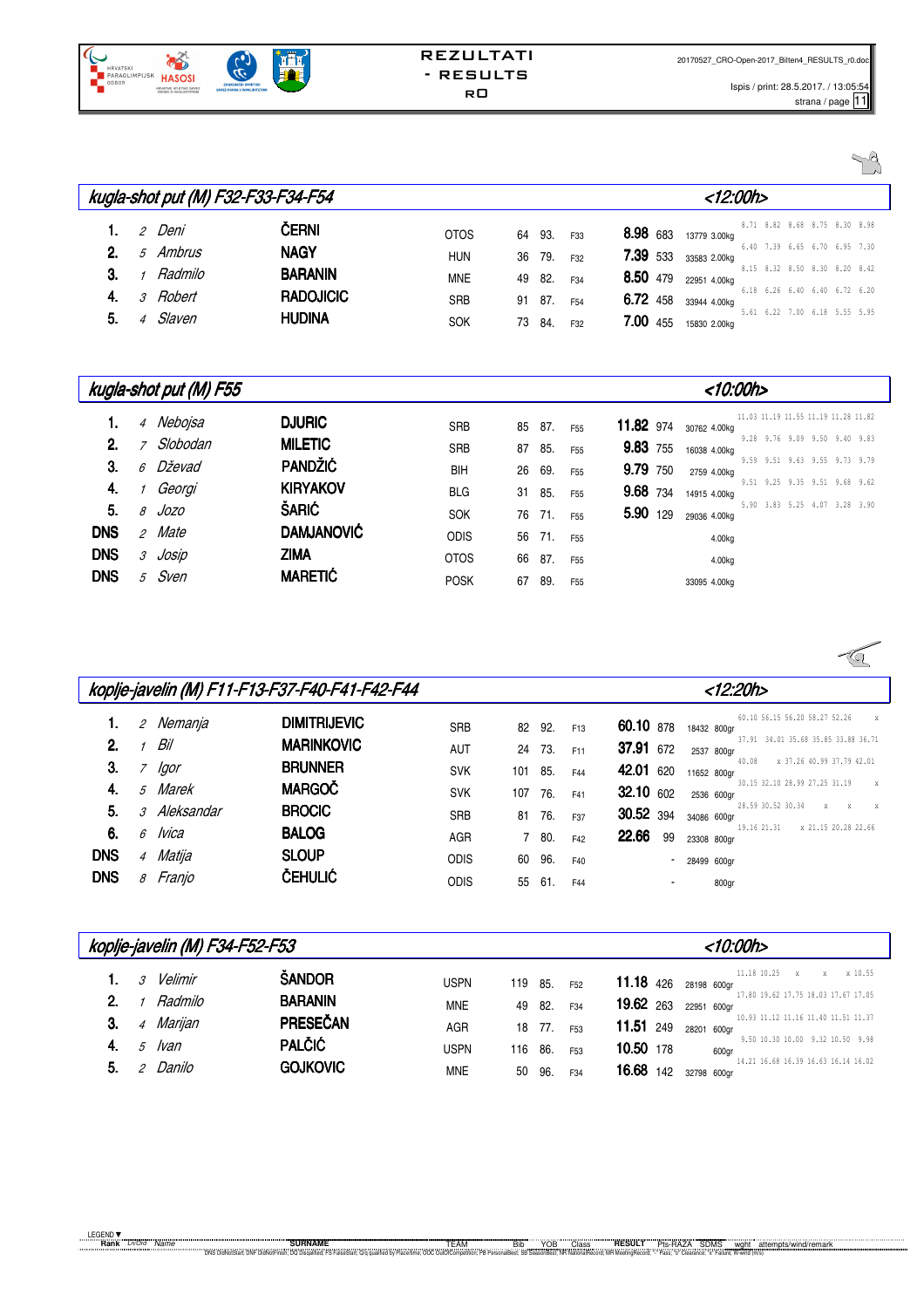# REZULTATI - RESULTS RO

## kugla-shot put (M) F32-F33-F34-F54 <12:00h>

| Rank | Ln/Ord | Name | Surname | Team | Bib | YOB | Class | Result | Pts-RAZA | SDMS | wght | attempts |
|---|---|---|---|---|---|---|---|---|---|---|---|---|
| 1. | 2 | Deni | ČERNI | OTOS | 64 | 93. | F33 | 8.98 | 683 | 13779 | 3.00kg | 8.71 8.82 8.68 8.75 8.30 8.98 |
| 2. | 5 | Ambrus | NAGY | HUN | 36 | 79. | F32 | 7.39 | 533 | 33583 | 2.00kg | 6.40 7.39 6.65 6.70 6.95 7.30 |
| 3. | 1 | Radmilo | BARANIN | MNE | 49 | 82. | F34 | 8.50 | 479 | 22951 | 4.00kg | 8.15 8.32 8.50 8.30 8.20 8.42 |
| 4. | 3 | Robert | RADOJICIC | SRB | 91 | 87. | F54 | 6.72 | 458 | 33944 | 4.00kg | 6.18 6.26 6.40 6.40 6.72 6.20 |
| 5. | 4 | Slaven | HUDINA | SOK | 73 | 84. | F32 | 7.00 | 455 | 15830 | 2.00kg | 5.61 6.22 7.00 6.18 5.55 5.95 |

## kugla-shot put (M) F55 <10:00h>

| Rank | Ln/Ord | Name | Surname | Team | Bib | YOB | Class | Result | Pts-RAZA | SDMS | wght | attempts |
|---|---|---|---|---|---|---|---|---|---|---|---|---|
| 1. | 4 | Nebojsa | DJURIC | SRB | 85 | 87. | F55 | 11.82 | 974 | 30762 | 4.00kg | 11.03 11.19 11.55 11.19 11.28 11.82 |
| 2. | 7 | Slobodan | MILETIC | SRB | 87 | 85. | F55 | 9.83 | 755 | 16038 | 4.00kg | 9.28 9.76 9.09 9.50 9.40 9.83 |
| 3. | 6 | Dževad | PANDŽIĆ | BIH | 26 | 69. | F55 | 9.79 | 750 | 2759 | 4.00kg | 9.59 9.51 9.63 9.55 9.73 9.79 |
| 4. | 1 | Georgi | KIRYAKOV | BLG | 31 | 85. | F55 | 9.68 | 734 | 14915 | 4.00kg | 9.51 9.25 9.35 9.51 9.68 9.62 |
| 5. | 8 | Jozo | ŠARIĆ | SOK | 76 | 71. | F55 | 5.90 | 129 | 29036 | 4.00kg | 5.90 3.83 5.25 4.07 3.28 3.90 |
| DNS | 2 | Mate | DAMJANOVIĆ | ODIS | 56 | 71. | F55 | | | | 4.00kg | |
| DNS | 3 | Josip | ZIMA | OTOS | 66 | 87. | F55 | | | | 4.00kg | |
| DNS | 5 | Sven | MARETIĆ | POSK | 67 | 89. | F55 | | | 33095 | 4.00kg | |

## koplje-javelin (M) F11-F13-F37-F40-F41-F42-F44 <12:20h>

| Rank | Ln/Ord | Name | Surname | Team | Bib | YOB | Class | Result | Pts-RAZA | SDMS | wght | attempts |
|---|---|---|---|---|---|---|---|---|---|---|---|---|
| 1. | 2 | Nemanja | DIMITRIJEVIC | SRB | 82 | 92. | F13 | 60.10 | 878 | 18432 | 800gr | 60.10 56.15 56.20 58.27 52.26 x |
| 2. | 1 | Bil | MARINKOVIC | AUT | 24 | 73. | F11 | 37.91 | 672 | 2537 | 800gr | 37.91 34.01 35.68 35.85 33.88 36.71 |
| 3. | 7 | Igor | BRUNNER | SVK | 101 | 85. | F44 | 42.01 | 620 | 11652 | 800gr | 40.08 x 37.26 40.99 37.79 42.01 |
| 4. | 5 | Marek | MARGOČ | SVK | 107 | 76. | F41 | 32.10 | 602 | 2536 | 600gr | 30.15 32.10 28.99 27.25 31.19 x |
| 5. | 3 | Aleksandar | BROCIC | SRB | 81 | 76. | F37 | 30.52 | 394 | 34086 | 600gr | 28.59 30.52 30.34 x x x |
| 6. | 6 | Ivica | BALOG | AGR | 7 | 80. | F42 | 22.66 | 99 | 23308 | 800gr | 19.16 21.31 x 21.15 20.28 22.66 |
| DNS | 4 | Matija | SLOUP | ODIS | 60 | 96. | F40 | - | | 28499 | 600gr | |
| DNS | 8 | Franjo | ČEHULIĆ | ODIS | 55 | 61. | F44 | - | | | 800gr | |

## koplje-javelin (M) F34-F52-F53 <10:00h>

| Rank | Ln/Ord | Name | Surname | Team | Bib | YOB | Class | Result | Pts-RAZA | SDMS | wght | attempts |
|---|---|---|---|---|---|---|---|---|---|---|---|---|
| 1. | 3 | Velimir | ŠANDOR | USPN | 119 | 85. | F52 | 11.18 | 426 | 28198 | 600gr | 11.18 10.25 x x x 10.55 |
| 2. | 1 | Radmilo | BARANIN | MNE | 49 | 82. | F34 | 19.62 | 263 | 22951 | 600gr | 17.80 19.62 17.75 18.03 17.67 17.05 |
| 3. | 4 | Marijan | PRESEČAN | AGR | 18 | 77. | F53 | 11.51 | 249 | 28201 | 600gr | 10.93 11.12 11.16 11.40 11.51 11.37 |
| 4. | 5 | Ivan | PALČIĆ | USPN | 116 | 86. | F53 | 10.50 | 178 | | 600gr | 9.50 10.30 10.00 9.32 10.50 9.98 |
| 5. | 2 | Danilo | GOJKOVIC | MNE | 50 | 96. | F34 | 16.68 | 142 | 32798 | 600gr | 14.21 16.68 16.39 16.63 16.14 16.02 |

LEGEND: Rank, Ln/Ord, Name, SURNAME, TEAM, Bib, YOB, Class, RESULT, Pts-RAZA, SDMS, wght, attempts/wind/remark

DNS DidNotStart, DNF DidNotFinish, DQ Disqualified, FS FalseStart, Q/q qualified by Place/time, OOC OutOfCompetition, PB PersonalBest, SB SeasonBest, NR NationalRecord, MR MeetingRecord, "-" Pass, "o" Clearance, "x" Failure, W-wind (m/s)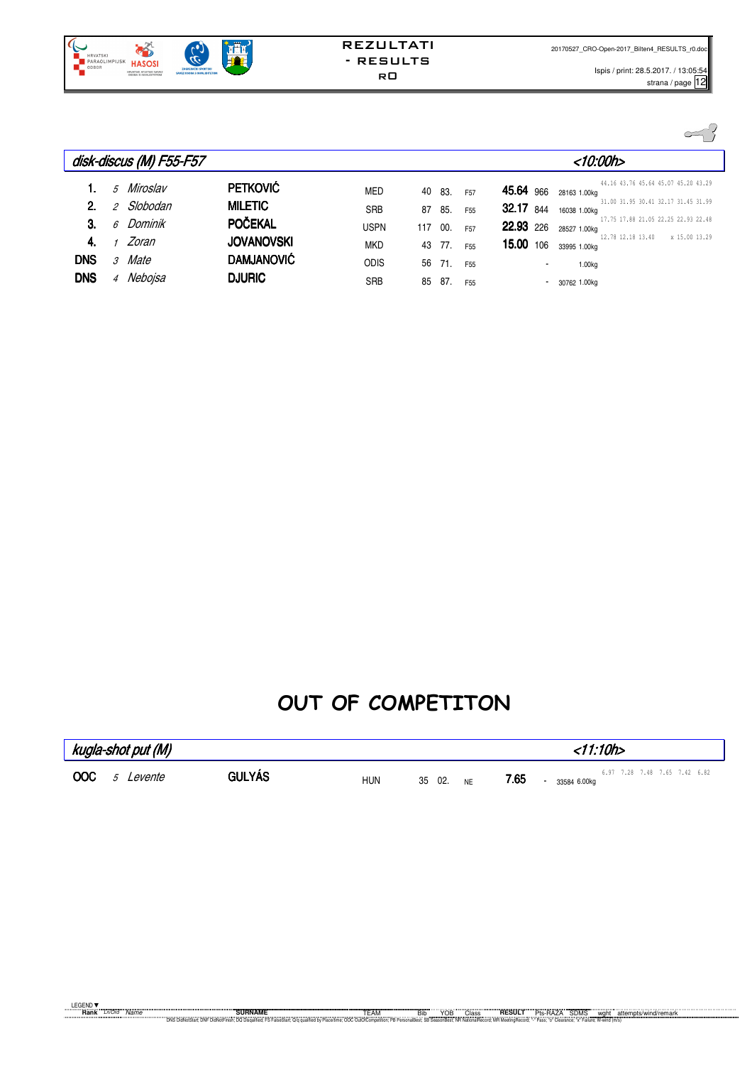## disk-discus (M) F55-F57 <10:00h>

| Rank | Ln/Ord | Name | SURNAME | TEAM | Bib | YOB | Class | RESULT | Pts-RAZA | SDMS | wght | attempts/wind/remark |
|---|---|---|---|---|---|---|---|---|---|---|---|---|
| 1. | 5 | Miroslav | PETKOVIĆ | MED | 40 | 83. | F57 | 45.64 | 966 | 28163 | 1.00kg | 44.16 43.76 45.64 45.07 45.20 43.29 |
| 2. | 2 | Slobodan | MILETIC | SRB | 87 | 85. | F55 | 32.17 | 844 | 16038 | 1.00kg | 31.00 31.95 30.41 32.17 31.45 31.99 |
| 3. | 6 | Dominik | POČEKAL | USPN | 117 | 00. | F57 | 22.93 | 226 | 28527 | 1.00kg | 17.75 17.88 21.05 22.25 22.93 22.48 |
| 4. | 1 | Zoran | JOVANOVSKI | MKD | 43 | 77. | F55 | 15.00 | 106 | 33995 | 1.00kg | 12.78 12.18 13.40 x 15.00 13.29 |
| DNS | 3 | Mate | DAMJANOVIĆ | ODIS | 56 | 71. | F55 | | - | | 1.00kg | |
| DNS | 4 | Nebojsa | DJURIC | SRB | 85 | 87. | F55 | | - | 30762 | 1.00kg | |

# OUT OF COMPETITON

## kugla-shot put (M) <11:10h>

| Rank | Ln/Ord | Name | SURNAME | TEAM | Bib | YOB | Class | RESULT | Pts-RAZA | SDMS | wght | attempts/wind/remark |
|---|---|---|---|---|---|---|---|---|---|---|---|---|
| OOC | 5 | Levente | GULYÁS | HUN | 35 | 02. | NE | 7.65 | - | 33584 | 6.00kg | 6.97 7.28 7.48 7.65 7.42 6.82 |

LEGEND ▼ Rank Ln/Ord Name SURNAME TEAM Bib YOB Class RESULT Pts-RAZA SDMS wght attempts/wind/remark

DNS DidNotStart, DNF DidNotFinish, DQ Disqualified, FS FalseStart, Q/q qualified by Place/time, OOC OutOfCompetition, PB PersonalBest, SB SeasonBest, NR NationalRecord, MR MeetingRecord, "-" Pass, "o" Clearance, "x" Failure, W-wind (m/s)